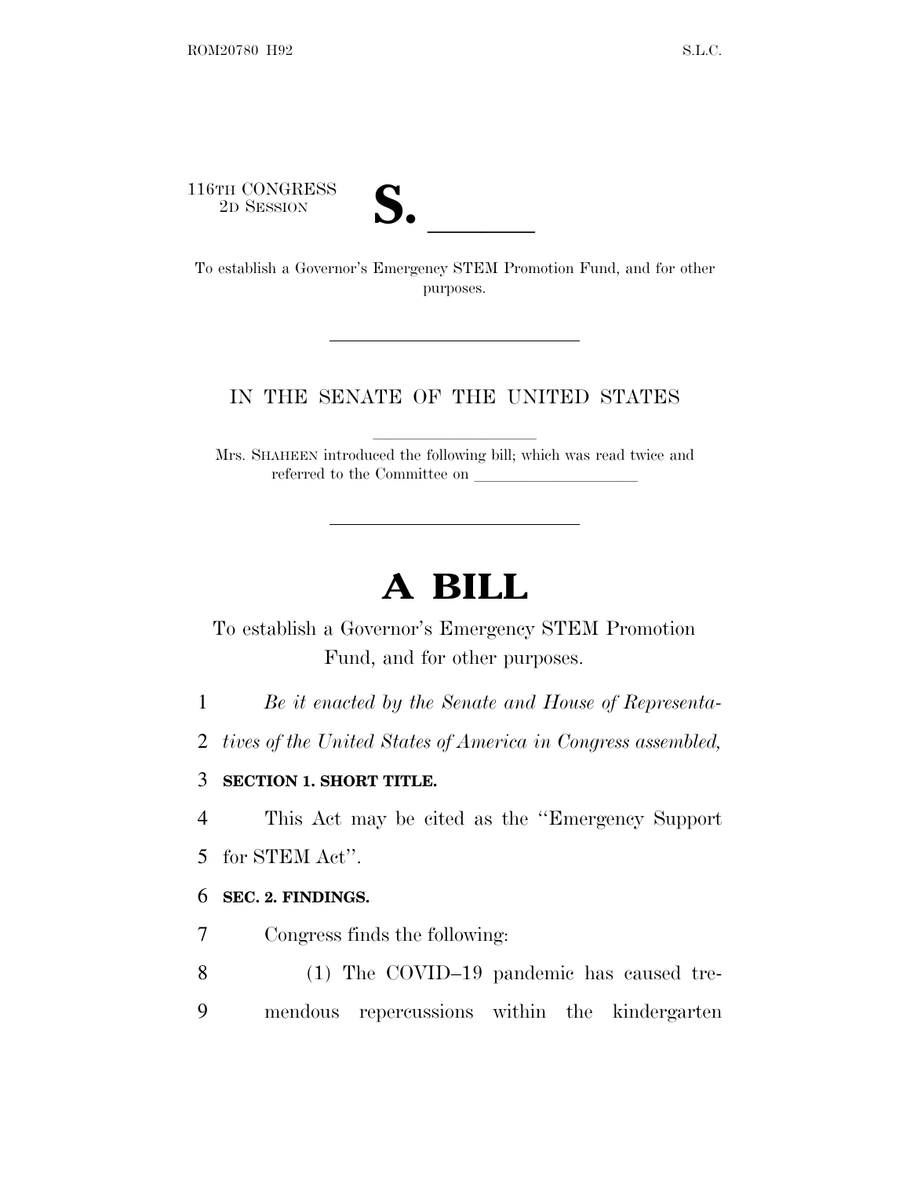116TH CONGRESS
2D SESSION

**S. \_\_\_\_\_\_**

To establish a Governor's Emergency STEM Promotion Fund, and for other purposes.

---

IN THE SENATE OF THE UNITED STATES

Mrs. SHAHEEN introduced the following bill; which was read twice and referred to the Committee on \_\_\_\_\_\_\_\_\_\_\_\_\_\_\_\_\_\_\_\_

---

# A BILL

To establish a Governor's Emergency STEM Promotion Fund, and for other purposes.

*Be it enacted by the Senate and House of Representatives of the United States of America in Congress assembled,*

**SECTION 1. SHORT TITLE.**

This Act may be cited as the "Emergency Support for STEM Act".

**SEC. 2. FINDINGS.**

Congress finds the following:

(1) The COVID–19 pandemic has caused tremendous repercussions within the kindergarten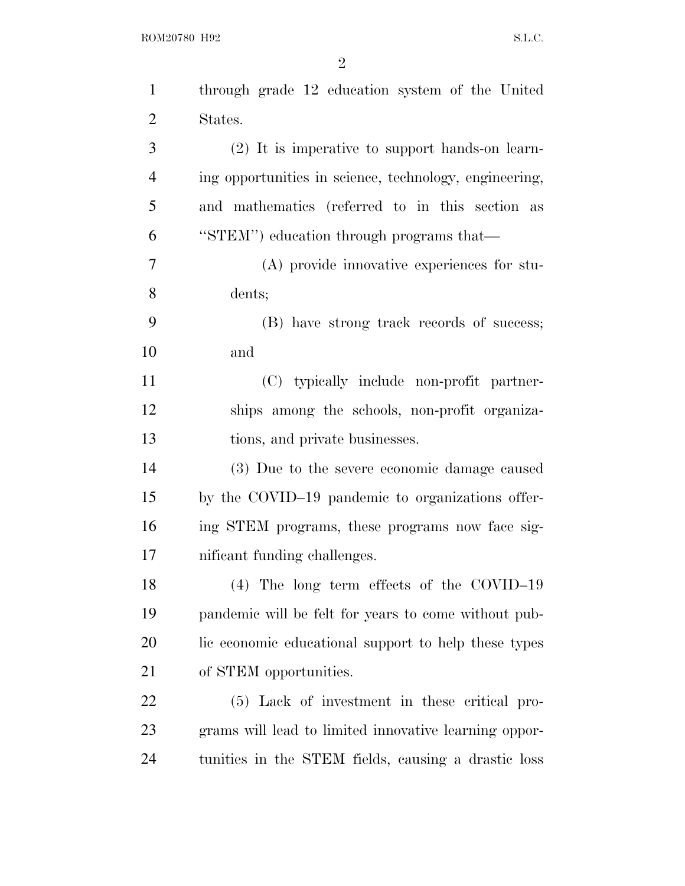through grade 12 education system of the United States.

(2) It is imperative to support hands-on learning opportunities in science, technology, engineering, and mathematics (referred to in this section as "STEM") education through programs that—

(A) provide innovative experiences for students;

(B) have strong track records of success; and

(C) typically include non-profit partnerships among the schools, non-profit organizations, and private businesses.

(3) Due to the severe economic damage caused by the COVID–19 pandemic to organizations offering STEM programs, these programs now face significant funding challenges.

(4) The long term effects of the COVID–19 pandemic will be felt for years to come without public economic educational support to help these types of STEM opportunities.

(5) Lack of investment in these critical programs will lead to limited innovative learning opportunities in the STEM fields, causing a drastic loss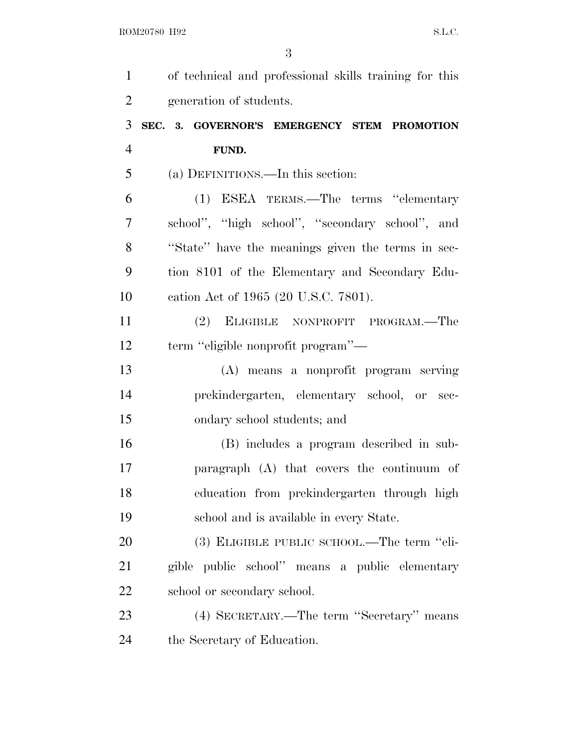of technical and professional skills training for this generation of students.

### SEC. 3. GOVERNOR'S EMERGENCY STEM PROMOTION FUND.

(a) DEFINITIONS.—In this section:

(1) ESEA TERMS.—The terms "elementary school", "high school", "secondary school", and "State" have the meanings given the terms in section 8101 of the Elementary and Secondary Education Act of 1965 (20 U.S.C. 7801).

(2) ELIGIBLE NONPROFIT PROGRAM.—The term "eligible nonprofit program"—

(A) means a nonprofit program serving prekindergarten, elementary school, or secondary school students; and

(B) includes a program described in subparagraph (A) that covers the continuum of education from prekindergarten through high school and is available in every State.

(3) ELIGIBLE PUBLIC SCHOOL.—The term "eligible public school" means a public elementary school or secondary school.

(4) SECRETARY.—The term "Secretary" means the Secretary of Education.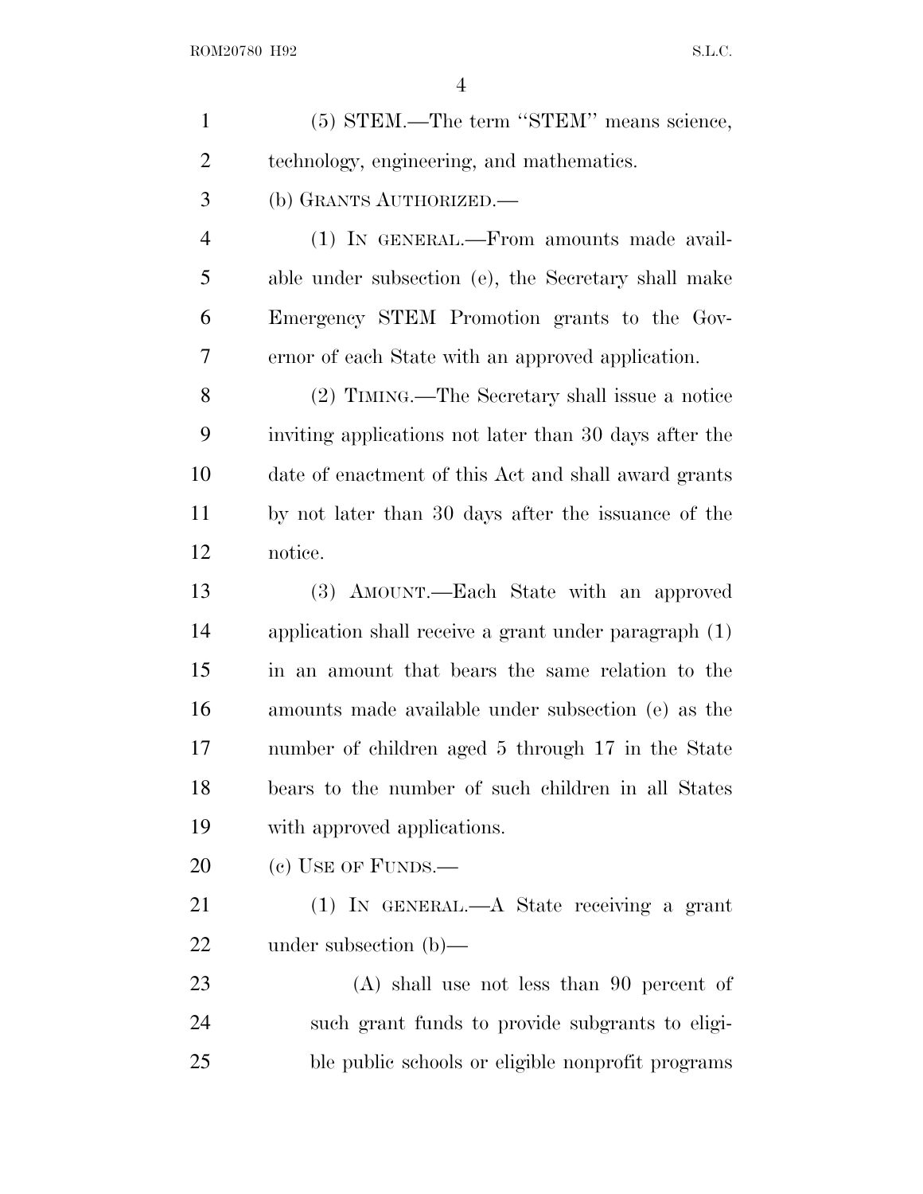(5) STEM.—The term "STEM" means science, technology, engineering, and mathematics.

(b) GRANTS AUTHORIZED.—

(1) IN GENERAL.—From amounts made available under subsection (e), the Secretary shall make Emergency STEM Promotion grants to the Governor of each State with an approved application.

(2) TIMING.—The Secretary shall issue a notice inviting applications not later than 30 days after the date of enactment of this Act and shall award grants by not later than 30 days after the issuance of the notice.

(3) AMOUNT.—Each State with an approved application shall receive a grant under paragraph (1) in an amount that bears the same relation to the amounts made available under subsection (e) as the number of children aged 5 through 17 in the State bears to the number of such children in all States with approved applications.

(c) USE OF FUNDS.—

(1) IN GENERAL.—A State receiving a grant under subsection (b)—

(A) shall use not less than 90 percent of such grant funds to provide subgrants to eligible public schools or eligible nonprofit programs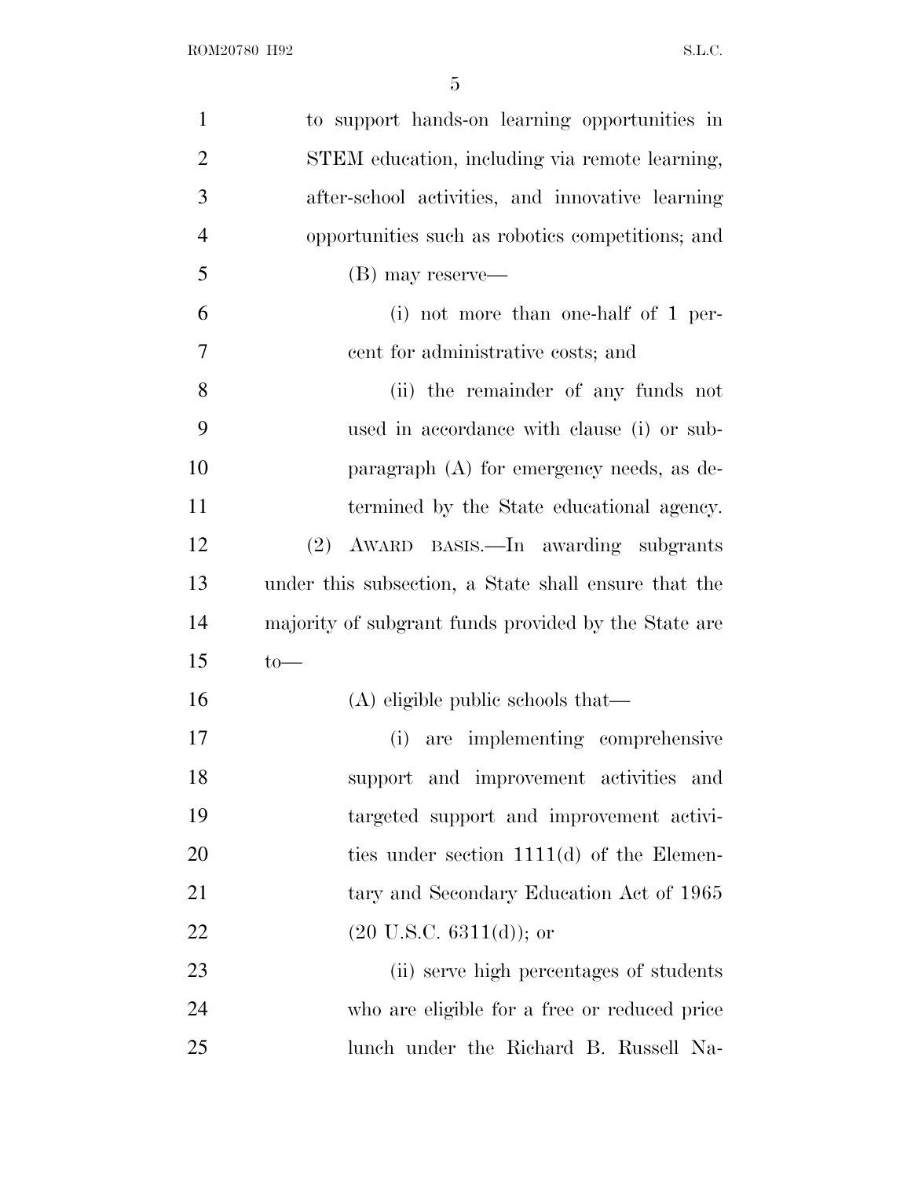to support hands-on learning opportunities in STEM education, including via remote learning, after-school activities, and innovative learning opportunities such as robotics competitions; and

(B) may reserve—

(i) not more than one-half of 1 percent for administrative costs; and

(ii) the remainder of any funds not used in accordance with clause (i) or subparagraph (A) for emergency needs, as determined by the State educational agency.

(2) AWARD BASIS.—In awarding subgrants under this subsection, a State shall ensure that the majority of subgrant funds provided by the State are to—

(A) eligible public schools that—

(i) are implementing comprehensive support and improvement activities and targeted support and improvement activities under section 1111(d) of the Elementary and Secondary Education Act of 1965 (20 U.S.C. 6311(d)); or

(ii) serve high percentages of students who are eligible for a free or reduced price lunch under the Richard B. Russell Na-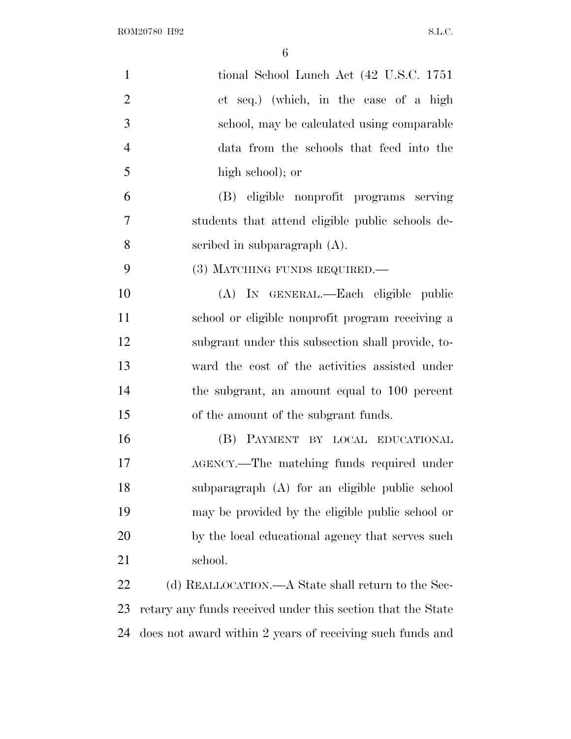tional School Lunch Act (42 U.S.C. 1751 et seq.) (which, in the case of a high school, may be calculated using comparable data from the schools that feed into the high school); or

(B) eligible nonprofit programs serving students that attend eligible public schools described in subparagraph (A).

(3) MATCHING FUNDS REQUIRED.—

(A) IN GENERAL.—Each eligible public school or eligible nonprofit program receiving a subgrant under this subsection shall provide, toward the cost of the activities assisted under the subgrant, an amount equal to 100 percent of the amount of the subgrant funds.

(B) PAYMENT BY LOCAL EDUCATIONAL AGENCY.—The matching funds required under subparagraph (A) for an eligible public school may be provided by the eligible public school or by the local educational agency that serves such school.

(d) REALLOCATION.—A State shall return to the Secretary any funds received under this section that the State does not award within 2 years of receiving such funds and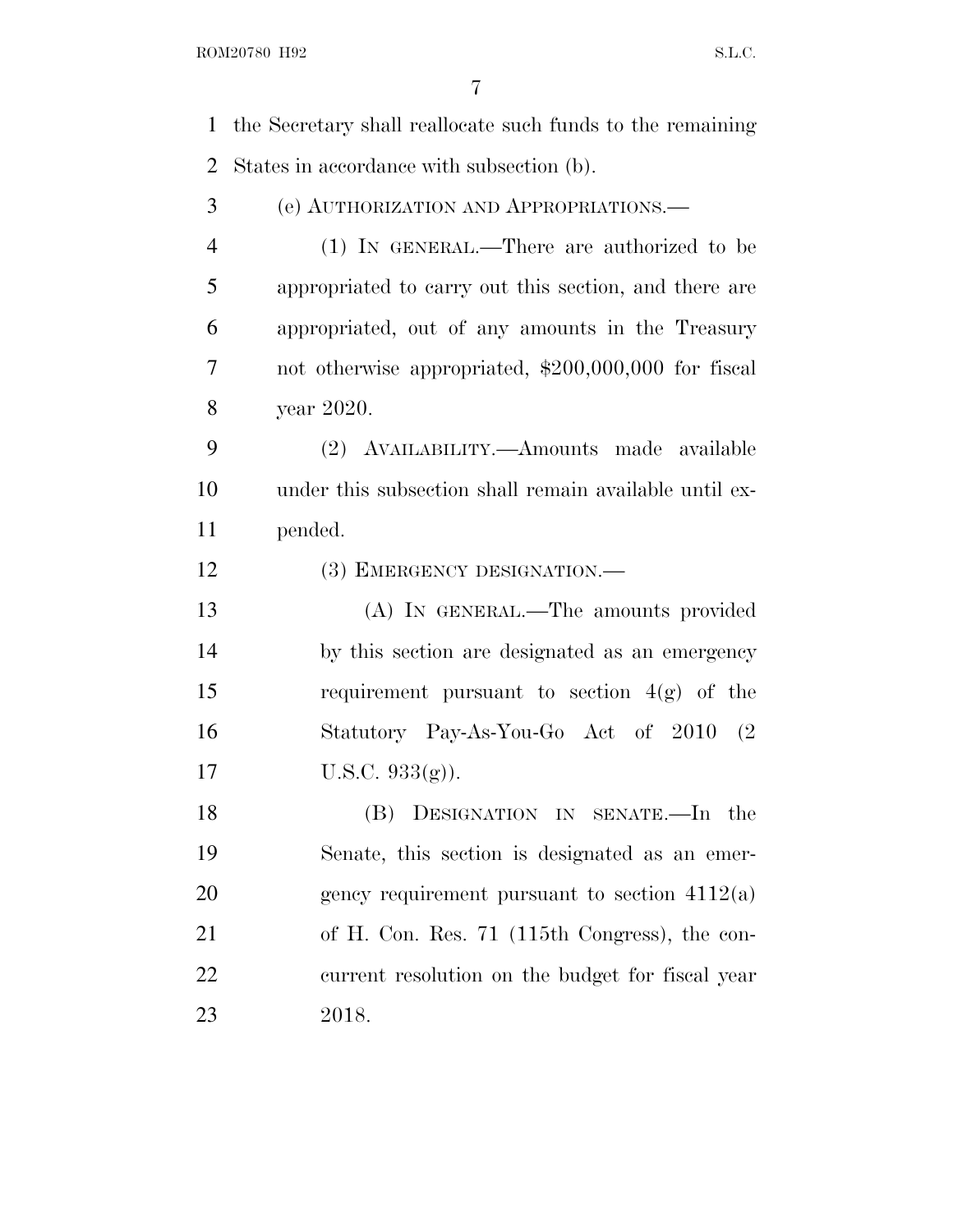the Secretary shall reallocate such funds to the remaining States in accordance with subsection (b).

(e) AUTHORIZATION AND APPROPRIATIONS.—

(1) IN GENERAL.—There are authorized to be appropriated to carry out this section, and there are appropriated, out of any amounts in the Treasury not otherwise appropriated, $200,000,000 for fiscal year 2020.

(2) AVAILABILITY.—Amounts made available under this subsection shall remain available until expended.

(3) EMERGENCY DESIGNATION.—

(A) IN GENERAL.—The amounts provided by this section are designated as an emergency requirement pursuant to section 4(g) of the Statutory Pay-As-You-Go Act of 2010 (2 U.S.C. 933(g)).

(B) DESIGNATION IN SENATE.—In the Senate, this section is designated as an emergency requirement pursuant to section 4112(a) of H. Con. Res. 71 (115th Congress), the concurrent resolution on the budget for fiscal year 2018.